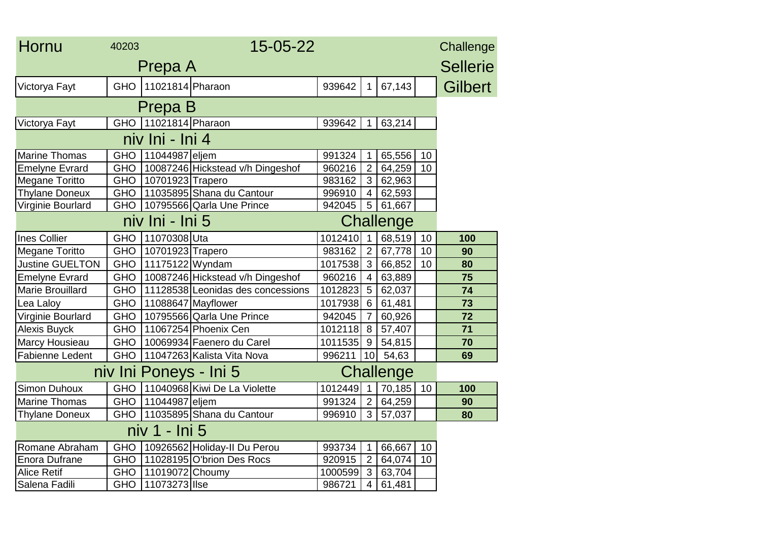# Hornu 40203 15-05-22

Challenge Sellerie Gilbert

## Prepa A

| | | | | | | | | |
|---|---|---|---|---|---|---|---|---|
| Victorya Fayt | GHO | 11021814 | Pharaon | 939642 | 1 | 67,143 | | |

## Prepa B

| | | | | | | | | |
|---|---|---|---|---|---|---|---|---|
| Victorya Fayt | GHO | 11021814 | Pharaon | 939642 | 1 | 63,214 | | |

## niv Ini - Ini 4

| | | | | | | | | |
|---|---|---|---|---|---|---|---|---|
| Marine Thomas | GHO | 11044987 | eljem | 991324 | 1 | 65,556 | 10 | |
| Emelyne Evrard | GHO | 10087246 | Hickstead v/h Dingeshof | 960216 | 2 | 64,259 | 10 | |
| Megane Toritto | GHO | 10701923 | Trapero | 983162 | 3 | 62,963 | | |
| Thylane Doneux | GHO | 11035895 | Shana du Cantour | 996910 | 4 | 62,593 | | |
| Virginie Bourlard | GHO | 10795566 | Qarla Une Prince | 942045 | 5 | 61,667 | | |

## niv Ini - Ini 5 — Challenge

| | | | | | | | | |
|---|---|---|---|---|---|---|---|---|
| Ines Collier | GHO | 11070308 | Uta | 1012410 | 1 | 68,519 | 10 | **100** |
| Megane Toritto | GHO | 10701923 | Trapero | 983162 | 2 | 67,778 | 10 | **90** |
| Justine GUELTON | GHO | 11175122 | Wyndam | 1017538 | 3 | 66,852 | 10 | **80** |
| Emelyne Evrard | GHO | 10087246 | Hickstead v/h Dingeshof | 960216 | 4 | 63,889 | | **75** |
| Marie Brouillard | GHO | 11128538 | Leonidas des concessions | 1012823 | 5 | 62,037 | | **74** |
| Lea Laloy | GHO | 11088647 | Mayflower | 1017938 | 6 | 61,481 | | **73** |
| Virginie Bourlard | GHO | 10795566 | Qarla Une Prince | 942045 | 7 | 60,926 | | **72** |
| Alexis Buyck | GHO | 11067254 | Phoenix Cen | 1012118 | 8 | 57,407 | | **71** |
| Marcy Housieau | GHO | 10069934 | Faenero du Carel | 1011535 | 9 | 54,815 | | **70** |
| Fabienne Ledent | GHO | 11047263 | Kalista Vita Nova | 996211 | 10 | 54,63 | | **69** |

## niv Ini Poneys - Ini 5 — Challenge

| | | | | | | | | |
|---|---|---|---|---|---|---|---|---|
| Simon Duhoux | GHO | 11040968 | Kiwi De La Violette | 1012449 | 1 | 70,185 | 10 | **100** |
| Marine Thomas | GHO | 11044987 | eljem | 991324 | 2 | 64,259 | | **90** |
| Thylane Doneux | GHO | 11035895 | Shana du Cantour | 996910 | 3 | 57,037 | | **80** |

## niv 1 - Ini 5

| | | | | | | | | |
|---|---|---|---|---|---|---|---|---|
| Romane Abraham | GHO | 10926562 | Holiday-II Du Perou | 993734 | 1 | 66,667 | 10 | |
| Enora Dufrane | GHO | 11028195 | O'brion Des Rocs | 920915 | 2 | 64,074 | 10 | |
| Alice Retif | GHO | 11019072 | Choumy | 1000599 | 3 | 63,704 | | |
| Salena Fadili | GHO | 11073273 | Ilse | 986721 | 4 | 61,481 | | |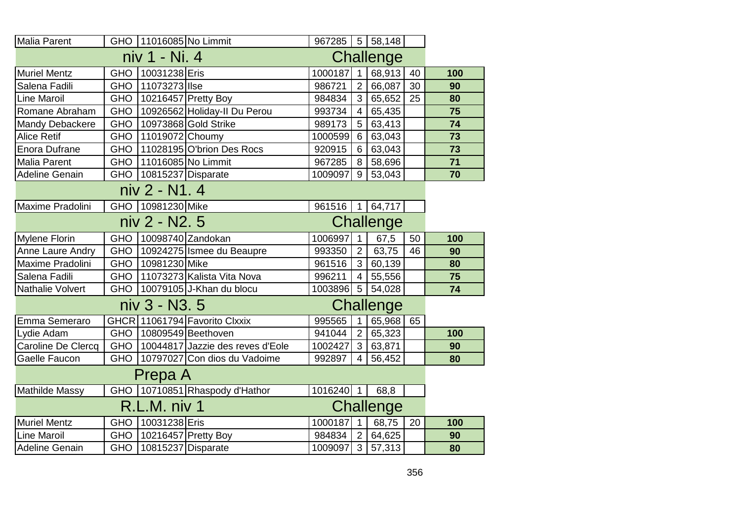| | | | | | | | | |
|---|---|---|---|---|---|---|---|---|
| Malia Parent | GHO | 11016085 | No Limmit | 967285 | 5 | 58,148 | | |
| niv 1 - Ni. 4 | | | | Challenge | | | | |
| Muriel Mentz | GHO | 10031238 | Eris | 1000187 | 1 | 68,913 | 40 | **100** |
| Salena Fadili | GHO | 11073273 | Ilse | 986721 | 2 | 66,087 | 30 | **90** |
| Line Maroil | GHO | 10216457 | Pretty Boy | 984834 | 3 | 65,652 | 25 | **80** |
| Romane Abraham | GHO | 10926562 | Holiday-II Du Perou | 993734 | 4 | 65,435 | | **75** |
| Mandy Debackere | GHO | 10973868 | Gold Strike | 989173 | 5 | 63,413 | | **74** |
| Alice Retif | GHO | 11019072 | Choumy | 1000599 | 6 | 63,043 | | **73** |
| Enora Dufrane | GHO | 11028195 | O'brion Des Rocs | 920915 | 6 | 63,043 | | **73** |
| Malia Parent | GHO | 11016085 | No Limmit | 967285 | 8 | 58,696 | | **71** |
| Adeline Genain | GHO | 10815237 | Disparate | 1009097 | 9 | 53,043 | | **70** |
| niv 2 - N1. 4 | | | | | | | | |
| Maxime Pradolini | GHO | 10981230 | Mike | 961516 | 1 | 64,717 | | |
| niv 2 - N2. 5 | | | | Challenge | | | | |
| Mylene Florin | GHO | 10098740 | Zandokan | 1006997 | 1 | 67,5 | 50 | **100** |
| Anne Laure Andry | GHO | 10924275 | Ismee du Beaupre | 993350 | 2 | 63,75 | 46 | **90** |
| Maxime Pradolini | GHO | 10981230 | Mike | 961516 | 3 | 60,139 | | **80** |
| Salena Fadili | GHO | 11073273 | Kalista Vita Nova | 996211 | 4 | 55,556 | | **75** |
| Nathalie Volvert | GHO | 10079105 | J-Khan du blocu | 1003896 | 5 | 54,028 | | **74** |
| niv 3 - N3. 5 | | | | Challenge | | | | |
| Emma Semeraro | GHCR | 11061794 | Favorito Clxxix | 995565 | 1 | 65,968 | 65 | |
| Lydie Adam | GHO | 10809549 | Beethoven | 941044 | 2 | 65,323 | | **100** |
| Caroline De Clercq | GHO | 10044817 | Jazzie des reves d'Eole | 1002427 | 3 | 63,871 | | **90** |
| Gaelle Faucon | GHO | 10797027 | Con dios du Vadoime | 992897 | 4 | 56,452 | | **80** |
| Prepa A | | | | | | | | |
| Mathilde Massy | GHO | 10710851 | Rhaspody d'Hathor | 1016240 | 1 | 68,8 | | |
| R.L.M. niv 1 | | | | Challenge | | | | |
| Muriel Mentz | GHO | 10031238 | Eris | 1000187 | 1 | 68,75 | 20 | **100** |
| Line Maroil | GHO | 10216457 | Pretty Boy | 984834 | 2 | 64,625 | | **90** |
| Adeline Genain | GHO | 10815237 | Disparate | 1009097 | 3 | 57,313 | | **80** |